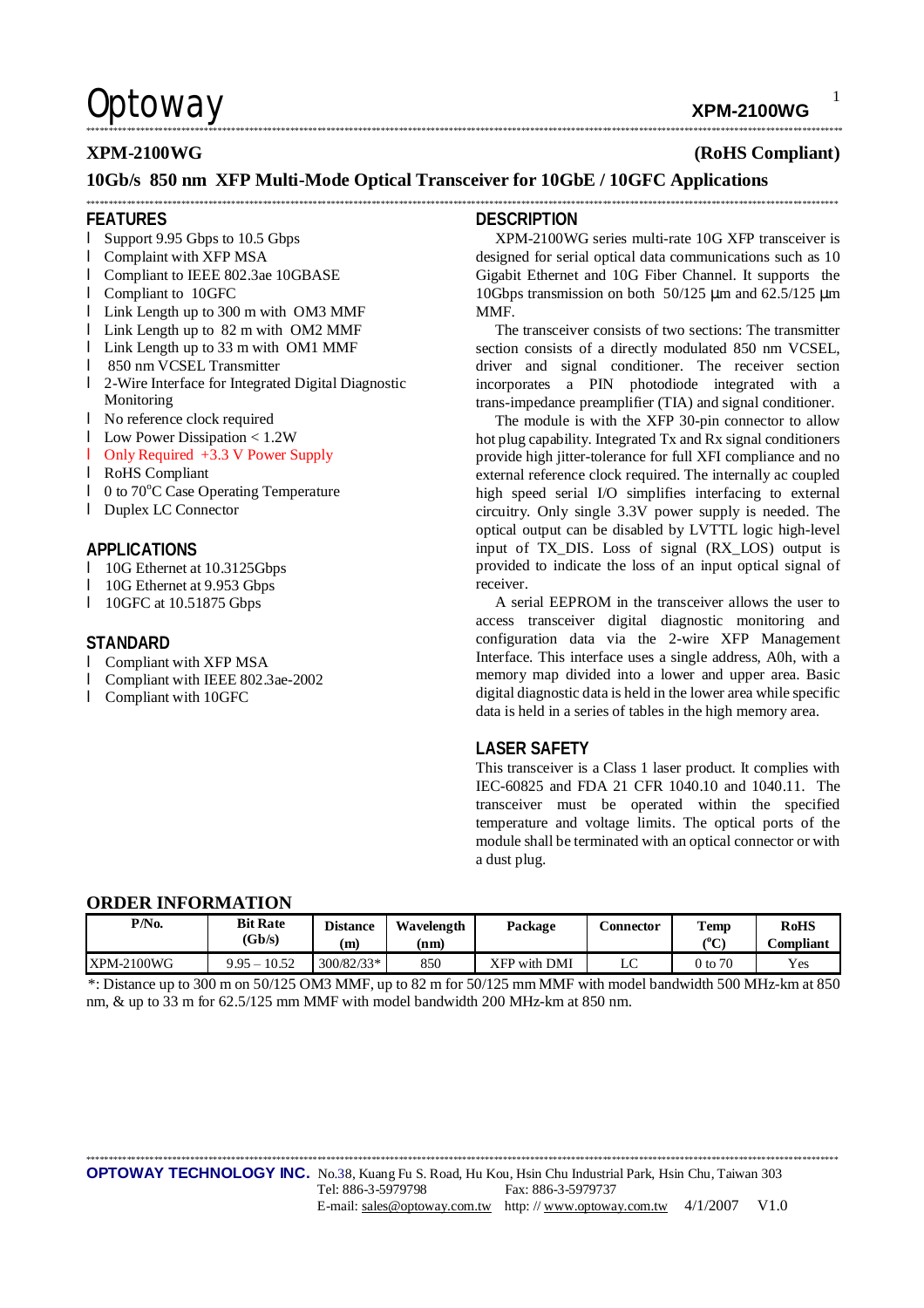# XPM-2100WG (RoHS Compliant)

## 10Gb/s 850 nm XFP Multi-Mode Optical Transceiver for 10GbE / 10GFC Applications

## FEATURES

- Support 9.95 Gbps to 10.5 Gbps
- Complaint with XFP MSA
- Compliant to IEEE 802.3ae 10GBASE
- Compliant to 10GFC
- Link Length up to 300 m with OM3 MMF
- Link Length up to 82 m with OM2 MMF
- Link Length up to 33 m with OM1 MMF
- 850 nm VCSEL Transmitter
- 2-Wire Interface for Integrated Digital Diagnostic Monitoring
- No reference clock required
- Low Power Dissipation < 1.2W
- Only Required +3.3 V Power Supply
- RoHS Compliant
- 0 to 70°C Case Operating Temperature
- Duplex LC Connector

## APPLICATIONS

- 10G Ethernet at 10.3125Gbps
- 10G Ethernet at 9.953 Gbps
- 10GFC at 10.51875 Gbps

## STANDARD

- Compliant with XFP MSA
- Compliant with IEEE 802.3ae-2002
- Compliant with 10GFC

## DESCRIPTION

XPM-2100WG series multi-rate 10G XFP transceiver is designed for serial optical data communications such as 10 Gigabit Ethernet and 10G Fiber Channel. It supports the 10Gbps transmission on both 50/125 μm and 62.5/125 μm MMF.

The transceiver consists of two sections: The transmitter section consists of a directly modulated 850 nm VCSEL, driver and signal conditioner. The receiver section incorporates a PIN photodiode integrated with a trans-impedance preamplifier (TIA) and signal conditioner.

The module is with the XFP 30-pin connector to allow hot plug capability. Integrated Tx and Rx signal conditioners provide high jitter-tolerance for full XFI compliance and no external reference clock required. The internally ac coupled high speed serial I/O simplifies interfacing to external circuitry. Only single 3.3V power supply is needed. The optical output can be disabled by LVTTL logic high-level input of TX_DIS. Loss of signal (RX_LOS) output is provided to indicate the loss of an input optical signal of receiver.

A serial EEPROM in the transceiver allows the user to access transceiver digital diagnostic monitoring and configuration data via the 2-wire XFP Management Interface. This interface uses a single address, A0h, with a memory map divided into a lower and upper area. Basic digital diagnostic data is held in the lower area while specific data is held in a series of tables in the high memory area.

## LASER SAFETY

This transceiver is a Class 1 laser product. It complies with IEC-60825 and FDA 21 CFR 1040.10 and 1040.11. The transceiver must be operated within the specified temperature and voltage limits. The optical ports of the module shall be terminated with an optical connector or with a dust plug.

## ORDER INFORMATION

| P/No. | Bit Rate (Gb/s) | Distance (m) | Wavelength (nm) | Package | Connector | Temp (°C) | RoHS Compliant |
|---|---|---|---|---|---|---|---|
| XPM-2100WG | 9.95 – 10.52 | 300/82/33* | 850 | XFP with DMI | LC | 0 to 70 | Yes |

*: Distance up to 300 m on 50/125 OM3 MMF, up to 82 m for 50/125 mm MMF with model bandwidth 500 MHz-km at 850 nm, & up to 33 m for 62.5/125 mm MMF with model bandwidth 200 MHz-km at 850 nm.

**OPTOWAY TECHNOLOGY INC.** No.38, Kuang Fu S. Road, Hu Kou, Hsin Chu Industrial Park, Hsin Chu, Taiwan 303
Tel: 886-3-5979798 Fax: 886-3-5979737
E-mail: sales@optoway.com.tw http: // www.optoway.com.tw 4/1/2007 V1.0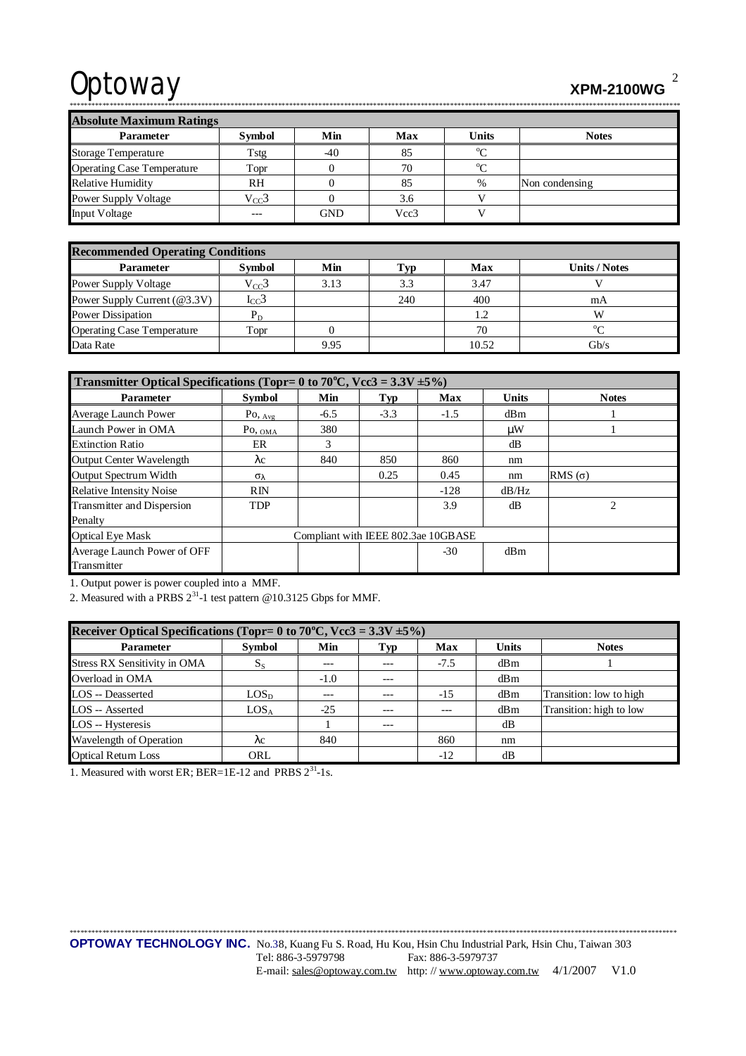## Absolute Maximum Ratings

| Parameter | Symbol | Min | Max | Units | Notes |
|---|---|---|---|---|---|
| Storage Temperature | Tstg | -40 | 85 | °C | |
| Operating Case Temperature | Topr | 0 | 70 | °C | |
| Relative Humidity | RH | 0 | 85 | % | Non condensing |
| Power Supply Voltage | $V_{CC}3$ | 0 | 3.6 | V | |
| Input Voltage | --- | GND | Vcc3 | V | |

## Recommended Operating Conditions

| Parameter | Symbol | Min | Typ | Max | Units / Notes |
|---|---|---|---|---|---|
| Power Supply Voltage | $V_{CC}3$ | 3.13 | 3.3 | 3.47 | V |
| Power Supply Current (@3.3V) | $I_{CC}3$ | | 240 | 400 | mA |
| Power Dissipation | $P_D$ | | | 1.2 | W |
| Operating Case Temperature | Topr | 0 | | 70 | °C |
| Data Rate | | 9.95 | | 10.52 | Gb/s |

## Transmitter Optical Specifications (Topr= 0 to 70°C, Vcc3 = 3.3V ±5%)

| Parameter | Symbol | Min | Typ | Max | Units | Notes |
|---|---|---|---|---|---|---|
| Average Launch Power | $Po_{, Avg}$ | -6.5 | -3.3 | -1.5 | dBm | 1 |
| Launch Power in OMA | $Po_{, OMA}$ | 380 | | | μW | 1 |
| Extinction Ratio | ER | 3 | | | dB | |
| Output Center Wavelength | $\lambda c$ | 840 | 850 | 860 | nm | |
| Output Spectrum Width | $\sigma_\lambda$ | | 0.25 | 0.45 | nm | RMS (σ) |
| Relative Intensity Noise | RIN | | | -128 | dB/Hz | |
| Transmitter and Dispersion Penalty | TDP | | | 3.9 | dB | 2 |
| Optical Eye Mask | Compliant with IEEE 802.3ae 10GBASE | | | | | |
| Average Launch Power of OFF Transmitter | | | | -30 | dBm | |

1. Output power is power coupled into a MMF.
2. Measured with a PRBS $2^{31}$-1 test pattern @10.3125 Gbps for MMF.

## Receiver Optical Specifications (Topr= 0 to 70°C, Vcc3 = 3.3V ±5%)

| Parameter | Symbol | Min | Typ | Max | Units | Notes |
|---|---|---|---|---|---|---|
| Stress RX Sensitivity in OMA | $S_S$ | --- | --- | -7.5 | dBm | 1 |
| Overload in OMA | | -1.0 | --- | | dBm | |
| LOS -- Deasserted | $LOS_D$ | --- | --- | -15 | dBm | Transition: low to high |
| LOS -- Asserted | $LOS_A$ | -25 | --- | --- | dBm | Transition: high to low |
| LOS -- Hysteresis | | 1 | --- | | dB | |
| Wavelength of Operation | $\lambda c$ | 840 | | 860 | nm | |
| Optical Return Loss | ORL | | | -12 | dB | |

1. Measured with worst ER; BER=1E-12 and PRBS $2^{31}$-1s.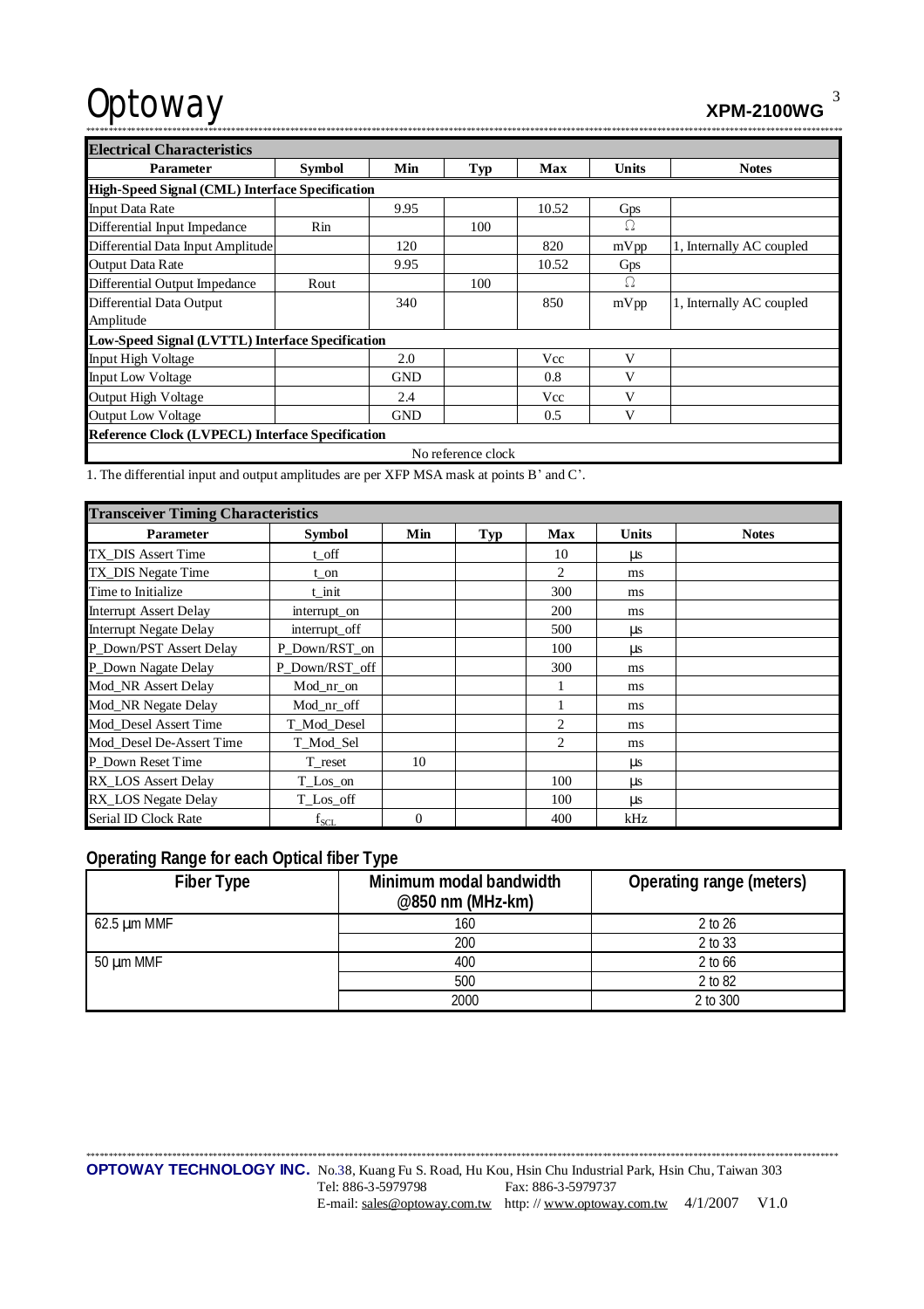## Electrical Characteristics

| Parameter | Symbol | Min | Typ | Max | Units | Notes |
|---|---|---|---|---|---|---|
| **High-Speed Signal (CML) Interface Specification** | | | | | | |
| Input Data Rate | | 9.95 | | 10.52 | Gps | |
| Differential Input Impedance | Rin | | 100 | | Ω | |
| Differential Data Input Amplitude | | 120 | | 820 | mVpp | 1, Internally AC coupled |
| Output Data Rate | | 9.95 | | 10.52 | Gps | |
| Differential Output Impedance | Rout | | 100 | | Ω | |
| Differential Data Output Amplitude | | 340 | | 850 | mVpp | 1, Internally AC coupled |
| **Low-Speed Signal (LVTTL) Interface Specification** | | | | | | |
| Input High Voltage | | 2.0 | | Vcc | V | |
| Input Low Voltage | | GND | | 0.8 | V | |
| Output High Voltage | | 2.4 | | Vcc | V | |
| Output Low Voltage | | GND | | 0.5 | V | |
| **Reference Clock (LVPECL) Interface Specification** | | | | | | |
| No reference clock | | | | | | |

1. The differential input and output amplitudes are per XFP MSA mask at points B' and C'.

## Transceiver Timing Characteristics

| Parameter | Symbol | Min | Typ | Max | Units | Notes |
|---|---|---|---|---|---|---|
| TX_DIS Assert Time | t_off | | | 10 | μs | |
| TX_DIS Negate Time | t_on | | | 2 | ms | |
| Time to Initialize | t_init | | | 300 | ms | |
| Interrupt Assert Delay | interrupt_on | | | 200 | ms | |
| Interrupt Negate Delay | interrupt_off | | | 500 | μs | |
| P_Down/PST Assert Delay | P_Down/RST_on | | | 100 | μs | |
| P_Down Nagate Delay | P_Down/RST_off | | | 300 | ms | |
| Mod_NR Assert Delay | Mod_nr_on | | | 1 | ms | |
| Mod_NR Negate Delay | Mod_nr_off | | | 1 | ms | |
| Mod_Desel Assert Time | T_Mod_Desel | | | 2 | ms | |
| Mod_Desel De-Assert Time | T_Mod_Sel | | | 2 | ms | |
| P_Down Reset Time | T_reset | 10 | | | μs | |
| RX_LOS Assert Delay | T_Los_on | | | 100 | μs | |
| RX_LOS Negate Delay | T_Los_off | | | 100 | μs | |
| Serial ID Clock Rate | $f_{SCL}$ | 0 | | 400 | kHz | |

## Operating Range for each Optical fiber Type

| Fiber Type | Minimum modal bandwidth @850 nm (MHz-km) | Operating range (meters) |
|---|---|---|
| 62.5 μm MMF | 160 | 2 to 26 |
| | 200 | 2 to 33 |
| 50 μm MMF | 400 | 2 to 66 |
| | 500 | 2 to 82 |
| | 2000 | 2 to 300 |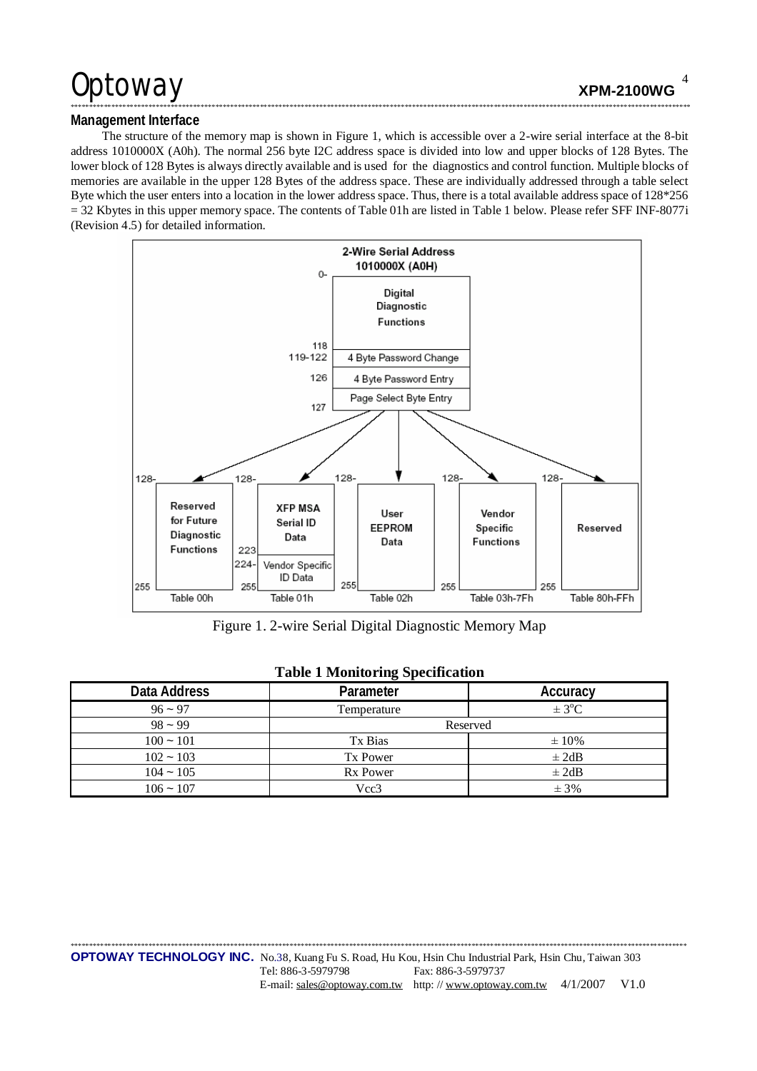## Management Interface

The structure of the memory map is shown in Figure 1, which is accessible over a 2-wire serial interface at the 8-bit address 1010000X (A0h). The normal 256 byte I2C address space is divided into low and upper blocks of 128 Bytes. The lower block of 128 Bytes is always directly available and is used for the diagnostics and control function. Multiple blocks of memories are available in the upper 128 Bytes of the address space. These are individually addressed through a table select Byte which the user enters into a location in the lower address space. Thus, there is a total available address space of 128*256 = 32 Kbytes in this upper memory space. The contents of Table 01h are listed in Table 1 below. Please refer SFF INF-8077i (Revision 4.5) for detailed information.

Figure 1. 2-wire Serial Digital Diagnostic Memory Map

**Table 1 Monitoring Specification**

| Data Address | Parameter | Accuracy |
|---|---|---|
| 96 ~ 97 | Temperature | ± 3°C |
| 98 ~ 99 | Reserved | |
| 100 ~ 101 | Tx Bias | ± 10% |
| 102 ~ 103 | Tx Power | ± 2dB |
| 104 ~ 105 | Rx Power | ± 2dB |
| 106 ~ 107 | Vcc3 | ± 3% |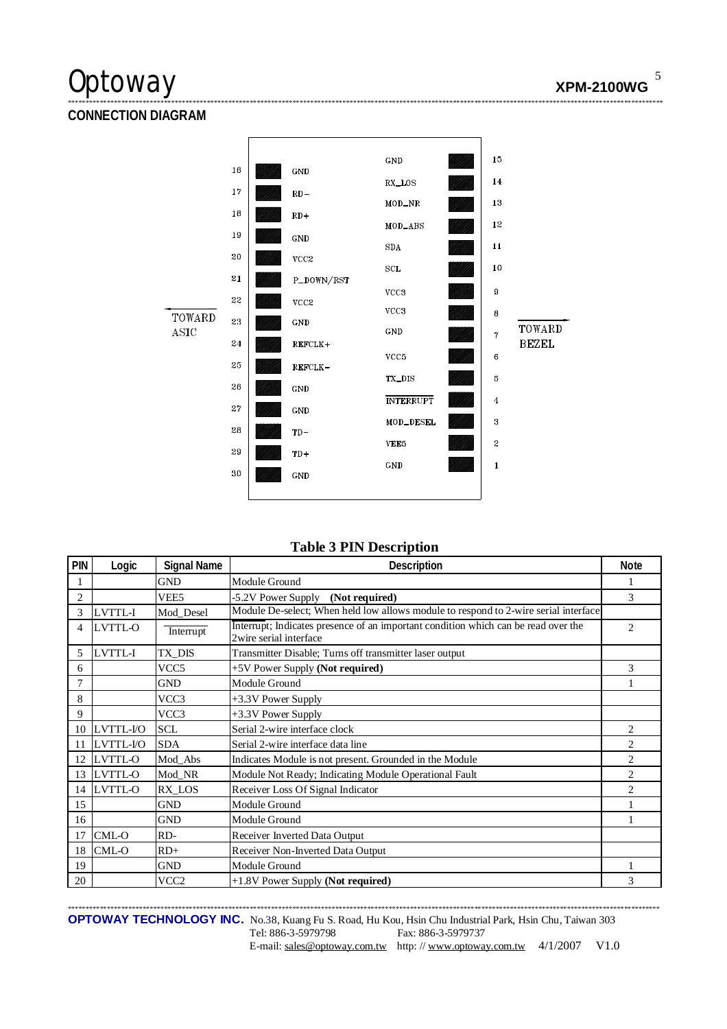## CONNECTION DIAGRAM

| Pin | Signal | | Signal | Pin |
|---|---|---|---|---|
| | | | GND | 15 |
| 16 | GND | | RX_LOS | 14 |
| 17 | RD- | | MOD_NR | 13 |
| 18 | RD+ | | MOD_ABS | 12 |
| 19 | GND | | SDA | 11 |
| 20 | VCC2 | | SCL | 10 |
| 21 | P_DOWN/RST | | VCC3 | 9 |
| 22 | VCC2 | | VCC3 | 8 |
| 23 | GND | | GND | 7 |
| 24 | REFCLK+ | | VCC5 | 6 |
| 25 | REFCLK- | | TX_DIS | 5 |
| 26 | GND | | INTERRUPT | 4 |
| 27 | GND | | MOD_DESEL | 3 |
| 28 | TD- | | VEE5 | 2 |
| 29 | TD+ | | GND | 1 |
| 30 | GND | | | |

← TOWARD ASIC (pins 16–30 side) TOWARD BEZEL → (pins 1–15 side)

**Table 3 PIN Description**

| PIN | Logic | Signal Name | Description | Note |
|---|---|---|---|---|
| 1 | | GND | Module Ground | 1 |
| 2 | | VEE5 | -5.2V Power Supply **(Not required)** | 3 |
| 3 | LVTTL-I | Mod_Desel | Module De-select; When held low allows module to respond to 2-wire serial interface | |
| 4 | LVTTL-O | Interrupt | Interrupt; Indicates presence of an important condition which can be read over the 2wire serial interface | 2 |
| 5 | LVTTL-I | TX_DIS | Transmitter Disable; Turns off transmitter laser output | |
| 6 | | VCC5 | +5V Power Supply **(Not required)** | 3 |
| 7 | | GND | Module Ground | 1 |
| 8 | | VCC3 | +3.3V Power Supply | |
| 9 | | VCC3 | +3.3V Power Supply | |
| 10 | LVTTL-I/O | SCL | Serial 2-wire interface clock | 2 |
| 11 | LVTTL-I/O | SDA | Serial 2-wire interface data line | 2 |
| 12 | LVTTL-O | Mod_Abs | Indicates Module is not present. Grounded in the Module | 2 |
| 13 | LVTTL-O | Mod_NR | Module Not Ready; Indicating Module Operational Fault | 2 |
| 14 | LVTTL-O | RX_LOS | Receiver Loss Of Signal Indicator | 2 |
| 15 | | GND | Module Ground | 1 |
| 16 | | GND | Module Ground | 1 |
| 17 | CML-O | RD- | Receiver Inverted Data Output | |
| 18 | CML-O | RD+ | Receiver Non-Inverted Data Output | |
| 19 | | GND | Module Ground | 1 |
| 20 | | VCC2 | +1.8V Power Supply **(Not required)** | 3 |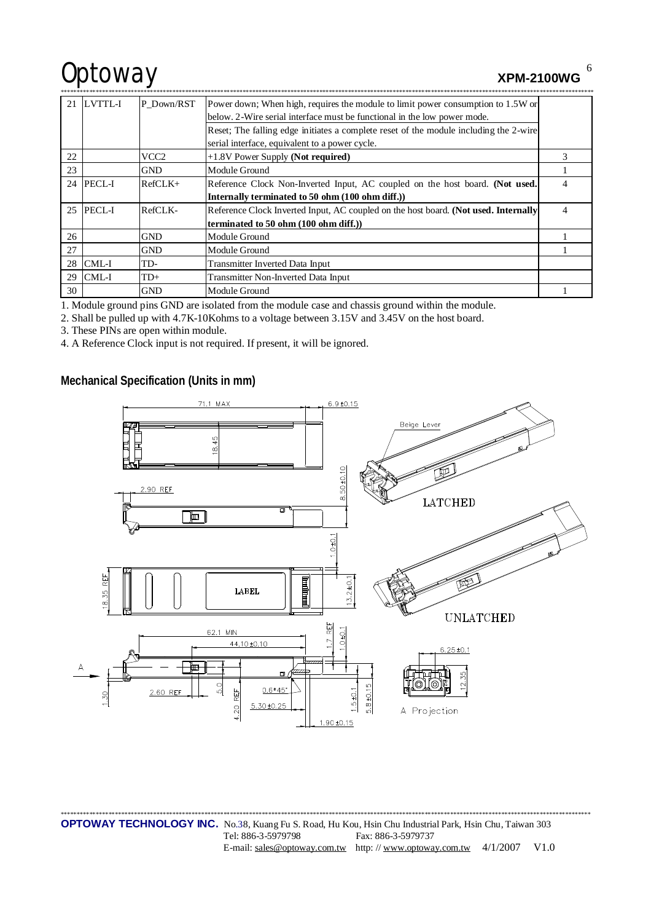| 21 | LVTTL-I | P_Down/RST | Power down; When high, requires the module to limit power consumption to 1.5W or below. 2-Wire serial interface must be functional in the low power mode.<br>Reset; The falling edge initiates a complete reset of the module including the 2-wire serial interface, equivalent to a power cycle. | |
|---|---|---|---|---|
| 22 | | VCC2 | +1.8V Power Supply **(Not required)** | 3 |
| 23 | | GND | Module Ground | 1 |
| 24 | PECL-I | RefCLK+ | Reference Clock Non-Inverted Input, AC coupled on the host board. **(Not used. Internally terminated to 50 ohm (100 ohm diff.))** | 4 |
| 25 | PECL-I | RefCLK- | Reference Clock Inverted Input, AC coupled on the host board. **(Not used. Internally terminated to 50 ohm (100 ohm diff.))** | 4 |
| 26 | | GND | Module Ground | 1 |
| 27 | | GND | Module Ground | 1 |
| 28 | CML-I | TD- | Transmitter Inverted Data Input | |
| 29 | CML-I | TD+ | Transmitter Non-Inverted Data Input | |
| 30 | | GND | Module Ground | 1 |

1. Module ground pins GND are isolated from the module case and chassis ground within the module.
2. Shall be pulled up with 4.7K-10Kohms to a voltage between 3.15V and 3.45V on the host board.
3. These PINs are open within module.
4. A Reference Clock input is not required. If present, it will be ignored.

## Mechanical Specification (Units in mm)

71.1 MAX, 6.9±0.15, 18.45, 8.50±0.10, 2.90 REF, Beige Lever, LATCHED, UNLATCHED, 1.0±0.1, 18.35 REF, LABEL, 13.2±0.1, 62.1 MIN, 44.10±0.10, 1.7 REF, 1.0±0.1, 6.25±0.1, A, 2.60 REF, 5.0, 0.6*45°, 1.5±0.1, 5.8±0.15, 12.35, 1.30, 4.20 REF, 5.30±0.25, 1.90±0.15, A Projection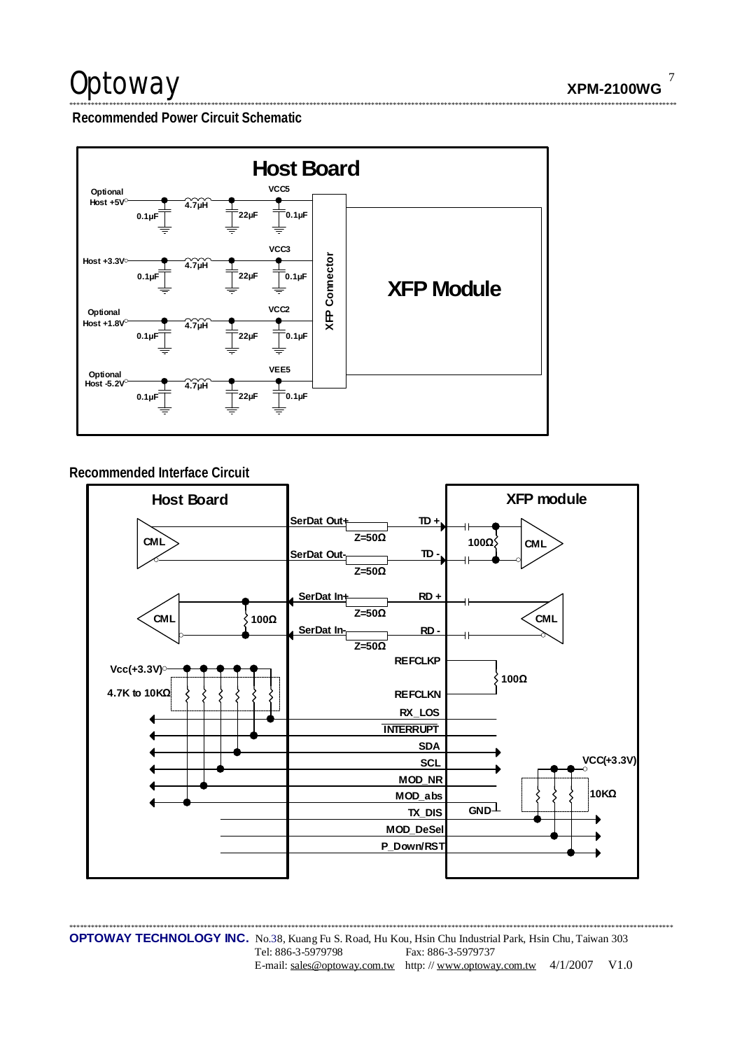## Recommended Power Circuit Schematic

**Host Board**

| Host Supply | Input Cap | Inductor | Bulk Cap | Module Rail | Decoupling Cap |
|---|---|---|---|---|---|
| Optional Host +5V | 0.1µF | 4.7µH | 22µF | VCC5 | 0.1µF |
| Host +3.3V | 0.1µF | 4.7µH | 22µF | VCC3 | 0.1µF |
| Optional Host +1.8V | 0.1µF | 4.7µH | 22µF | VCC2 | 0.1µF |
| Optional Host -5.2V | 0.1µF | 4.7µH | 22µF | VEE5 | 0.1µF |

XFP Connector

XFP Module

## Recommended Interface Circuit

**Host Board** — **XFP module**

| Host Board | Trace | XFP module |
|---|---|---|
| SerDat Out+ (CML) | Z=50Ω | TD + (AC-coupled, 100Ω termination, CML) |
| SerDat Out- (CML) | Z=50Ω | TD - (AC-coupled, 100Ω termination, CML) |
| SerDat In+ (CML, 100Ω termination) | Z=50Ω | RD + (AC-coupled, CML) |
| SerDat In- (CML, 100Ω termination) | Z=50Ω | RD - (AC-coupled, CML) |
| | | REFCLKP (100Ω) |
| | | REFCLKN (100Ω) |
| Vcc(+3.3V), 4.7K to 10KΩ pull-up | | RX_LOS |
| Vcc(+3.3V), 4.7K to 10KΩ pull-up | | INTERRUPT |
| Vcc(+3.3V), 4.7K to 10KΩ pull-up | | SDA |
| Vcc(+3.3V), 4.7K to 10KΩ pull-up | | SCL |
| Vcc(+3.3V), 4.7K to 10KΩ pull-up | | MOD_NR |
| Vcc(+3.3V), 4.7K to 10KΩ pull-up | | MOD_abs (GND) |
| | | TX_DIS (VCC(+3.3V), 10KΩ pull-up) |
| | | MOD_DeSel (VCC(+3.3V), 10KΩ pull-up) |
| | | P_Down/RST (VCC(+3.3V), 10KΩ pull-up) |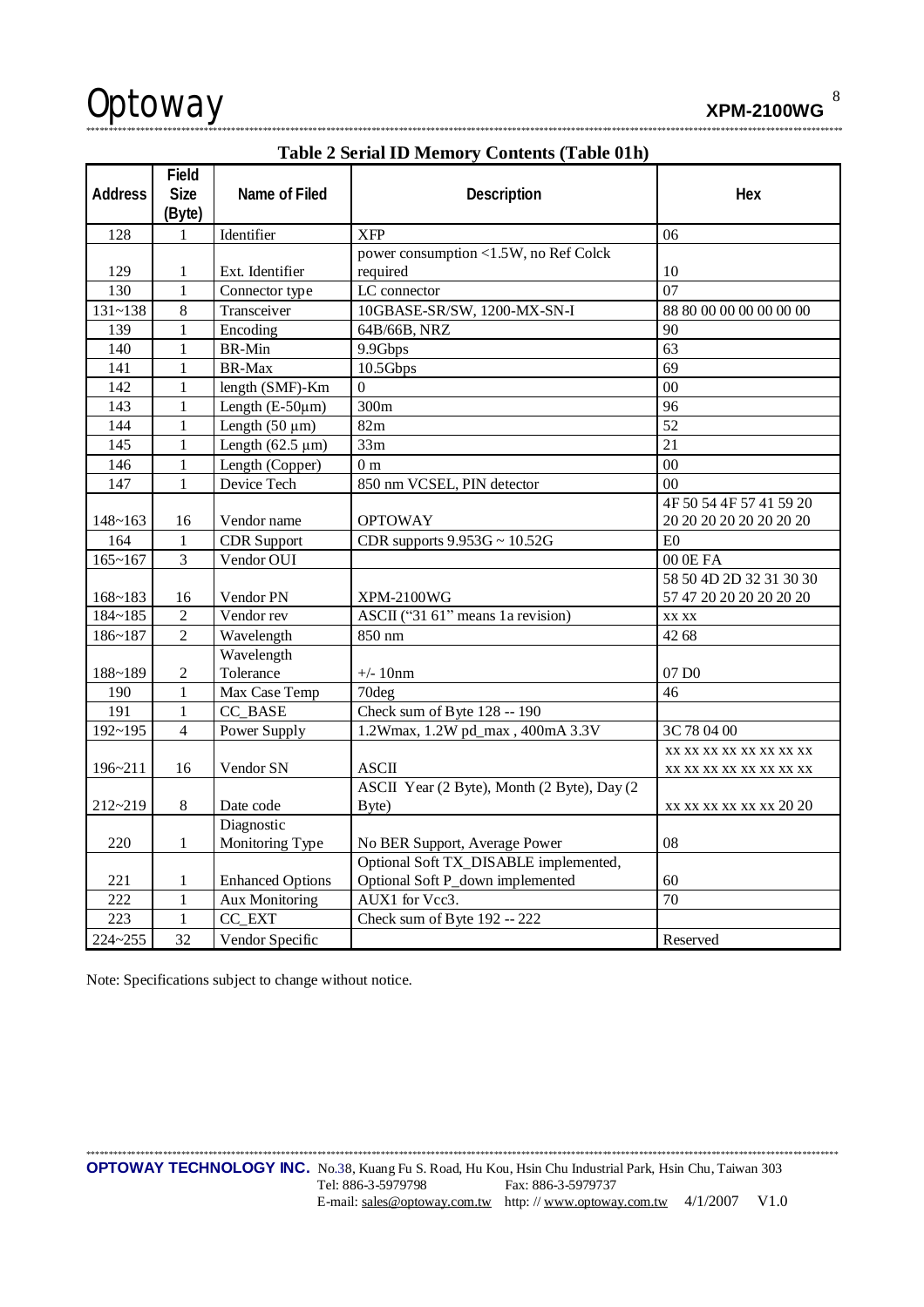**Table 2 Serial ID Memory Contents (Table 01h)**

| Address | Field Size (Byte) | Name of Filed | Description | Hex |
|---|---|---|---|---|
| 128 | 1 | Identifier | XFP | 06 |
| 129 | 1 | Ext. Identifier | power consumption <1.5W, no Ref Colck required | 10 |
| 130 | 1 | Connector type | LC connector | 07 |
| 131~138 | 8 | Transceiver | 10GBASE-SR/SW, 1200-MX-SN-I | 88 80 00 00 00 00 00 00 |
| 139 | 1 | Encoding | 64B/66B, NRZ | 90 |
| 140 | 1 | BR-Min | 9.9Gbps | 63 |
| 141 | 1 | BR-Max | 10.5Gbps | 69 |
| 142 | 1 | length (SMF)-Km | 0 | 00 |
| 143 | 1 | Length (E-50µm) | 300m | 96 |
| 144 | 1 | Length (50 µm) | 82m | 52 |
| 145 | 1 | Length (62.5 µm) | 33m | 21 |
| 146 | 1 | Length (Copper) | 0 m | 00 |
| 147 | 1 | Device Tech | 850 nm VCSEL, PIN detector | 00 |
| 148~163 | 16 | Vendor name | OPTOWAY | 4F 50 54 4F 57 41 59 20 20 20 20 20 20 20 20 20 |
| 164 | 1 | CDR Support | CDR supports 9.953G ~ 10.52G | E0 |
| 165~167 | 3 | Vendor OUI | | 00 0E FA |
| 168~183 | 16 | Vendor PN | XPM-2100WG | 58 50 4D 2D 32 31 30 30 57 47 20 20 20 20 20 20 |
| 184~185 | 2 | Vendor rev | ASCII ("31 61" means 1a revision) | xx xx |
| 186~187 | 2 | Wavelength | 850 nm | 42 68 |
| 188~189 | 2 | Wavelength Tolerance | +/- 10nm | 07 D0 |
| 190 | 1 | Max Case Temp | 70deg | 46 |
| 191 | 1 | CC_BASE | Check sum of Byte 128 -- 190 | |
| 192~195 | 4 | Power Supply | 1.2Wmax, 1.2W pd_max , 400mA 3.3V | 3C 78 04 00 |
| 196~211 | 16 | Vendor SN | ASCII | xx xx xx xx xx xx xx xx xx xx xx xx xx xx xx xx |
| 212~219 | 8 | Date code | ASCII Year (2 Byte), Month (2 Byte), Day (2 Byte) | xx xx xx xx xx xx 20 20 |
| 220 | 1 | Diagnostic Monitoring Type | No BER Support, Average Power | 08 |
| 221 | 1 | Enhanced Options | Optional Soft TX_DISABLE implemented, Optional Soft P_down implemented | 60 |
| 222 | 1 | Aux Monitoring | AUX1 for Vcc3. | 70 |
| 223 | 1 | CC_EXT | Check sum of Byte 192 -- 222 | |
| 224~255 | 32 | Vendor Specific | | Reserved |

Note: Specifications subject to change without notice.